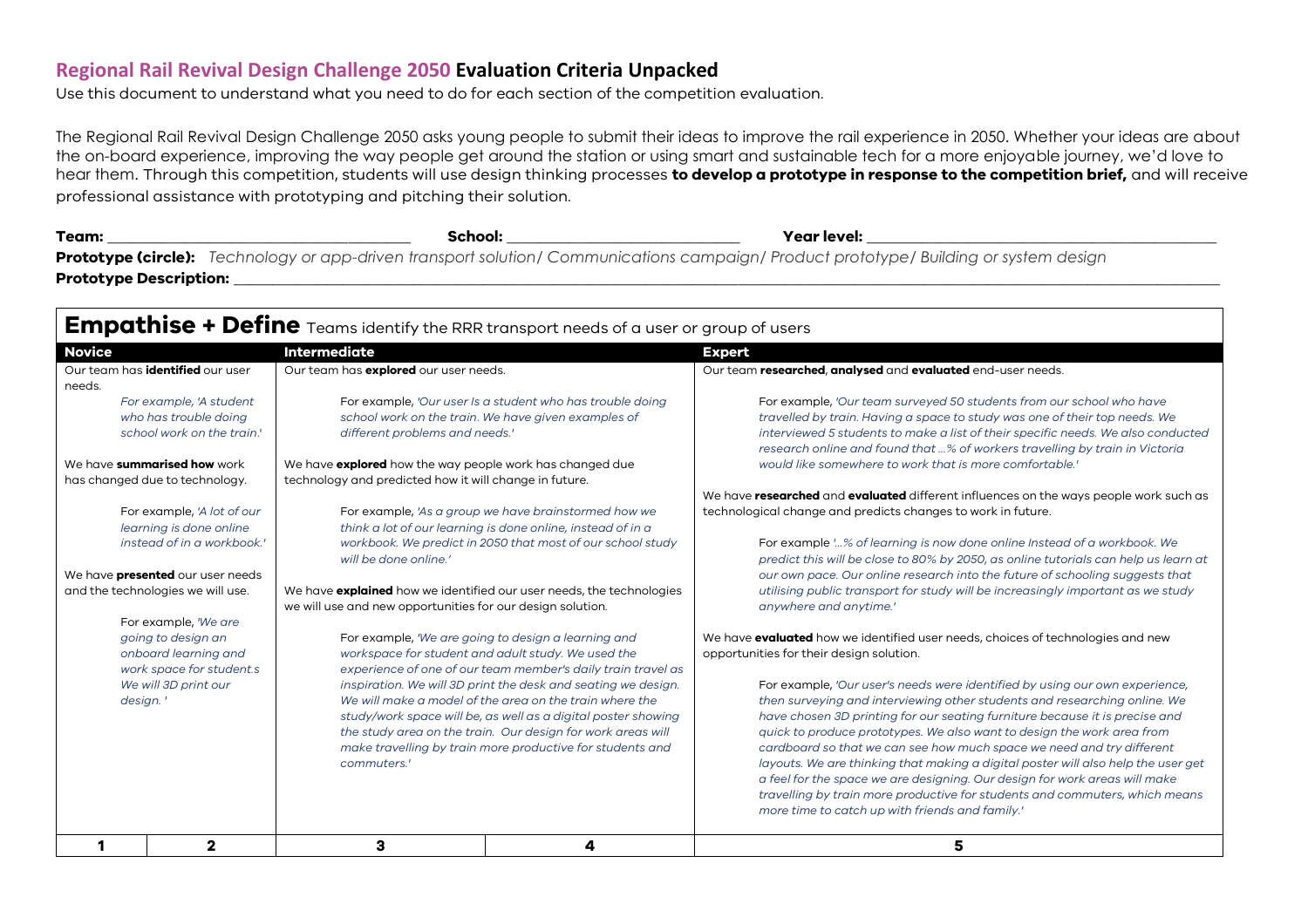# Regional Rail Revival Design Challenge 2050 Evaluation Criteria Unpacked

Use this document to understand what you need to do for each section of the competition evaluation.

The Regional Rail Revival Design Challenge 2050 asks young people to submit their ideas to improve the rail experience in 2050. Whether your ideas are about the on-board experience, improving the way people get around the station or using smart and sustainable tech for a more enjoyable journey, we'd love to hear them. Through this competition, students will use design thinking processes **to develop a prototype in response to the competition brief,** and will receive professional assistance with prototyping and pitching their solution.

**Team:** ____________________ **School:** ____________________ **Year level:** ____________________

**Prototype (circle):** *Technology or app-driven transport solution/ Communications campaign/ Product prototype/ Building or system design*

**Prototype Description:** ____________________________________________

## Empathise + Define
Teams identify the RRR transport needs of a user or group of users

| Novice | Intermediate | Expert |
|---|---|---|
| Our team has **identified** our user needs.<br><br>*For example, 'A student who has trouble doing school work on the train.'*<br><br>We have **summarised how** work has changed due to technology.<br><br>For example, *'A lot of our learning is done online instead of in a workbook.'*<br><br>We have **presented** our user needs and the technologies we will use.<br><br>For example, *'We are going to design an onboard learning and work space for student.s We will 3D print our design. '* | Our team has **explored** our user needs.<br><br>For example, *'Our user Is a student who has trouble doing school work on the train. We have given examples of different problems and needs.'*<br><br>We have **explored** how the way people work has changed due technology and predicted how it will change in future.<br><br>For example, *'As a group we have brainstormed how we think a lot of our learning is done online, instead of in a workbook. We predict in 2050 that most of our school study will be done online.'*<br><br>We have **explained** how we identified our user needs, the technologies we will use and new opportunities for our design solution.<br><br>For example, *'We are going to design a learning and workspace for student and adult study. We used the experience of one of our team member's daily train travel as inspiration. We will 3D print the desk and seating we design. We will make a model of the area on the train where the study/work space will be, as well as a digital poster showing the study area on the train. Our design for work areas will make travelling by train more productive for students and commuters.'* | Our team **researched**, **analysed** and **evaluated** end-user needs.<br><br>For example, *'Our team surveyed 50 students from our school who have travelled by train. Having a space to study was one of their top needs. We interviewed 5 students to make a list of their specific needs. We also conducted research online and found that ...% of workers travelling by train in Victoria would like somewhere to work that is more comfortable.'*<br><br>We have **researched** and **evaluated** different influences on the ways people work such as technological change and predicts changes to work in future.<br><br>For example *'...% of learning is now done online Instead of a workbook. We predict this will be close to 80% by 2050, as online tutorials can help us learn at our own pace. Our online research into the future of schooling suggests that utilising public transport for study will be increasingly important as we study anywhere and anytime.'*<br><br>We have **evaluated** how we identified user needs, choices of technologies and new opportunities for their design solution.<br><br>For example, *'Our user's needs were identified by using our own experience, then surveying and interviewing other students and researching online. We have chosen 3D printing for our seating furniture because it is precise and quick to produce prototypes. We also want to design the work area from cardboard so that we can see how much space we need and try different layouts. We are thinking that making a digital poster will also help the user get a feel for the space we are designing. Our design for work areas will make travelling by train more productive for students and commuters, which means more time to catch up with friends and family.'* |
| 1 &nbsp;&nbsp;&nbsp; 2 | 3 &nbsp;&nbsp;&nbsp; 4 | 5 |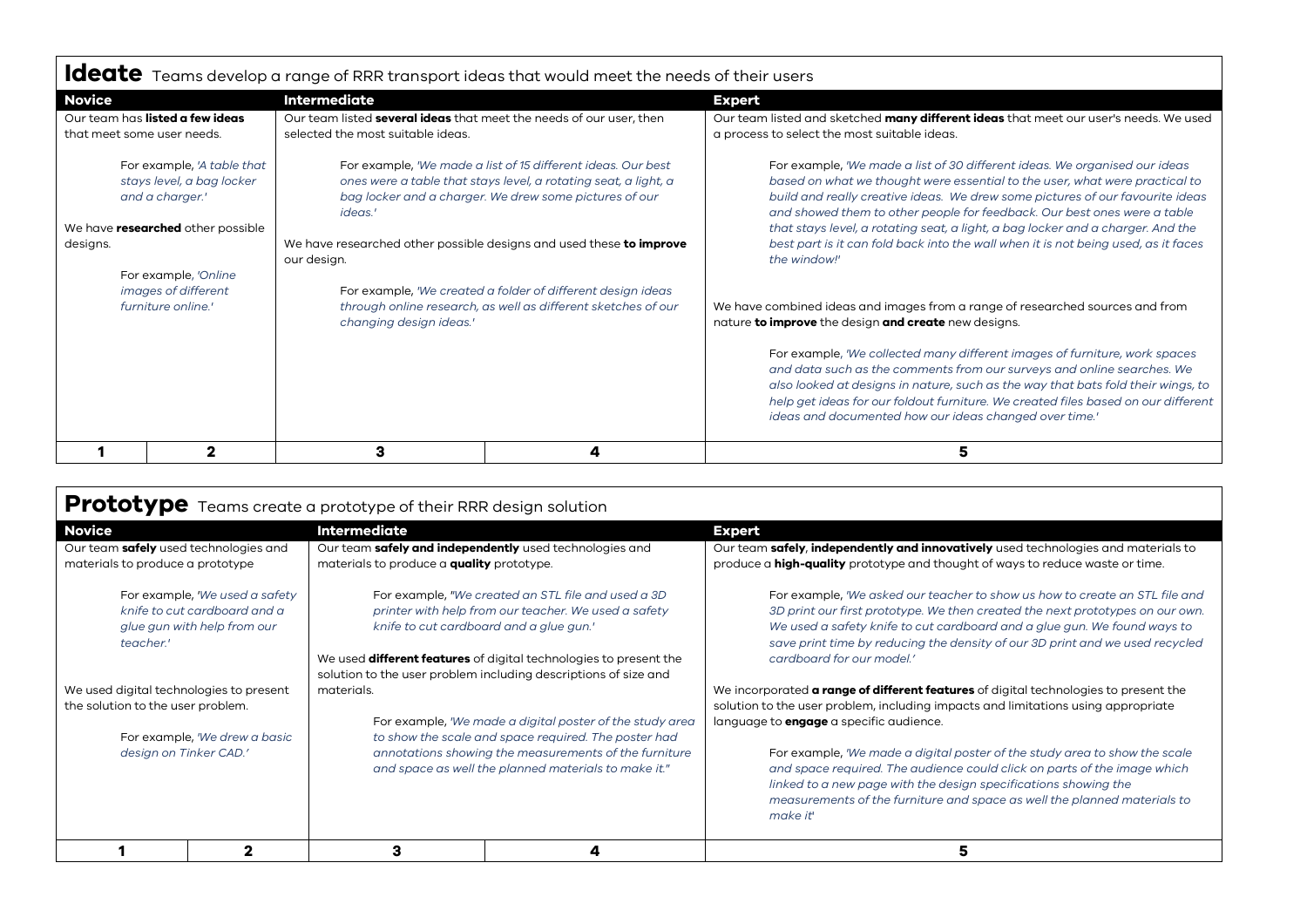## **Ideate** Teams develop a range of RRR transport ideas that would meet the needs of their users

| Novice | | Intermediate | | Expert |
|---|---|---|---|---|
| Our team has **listed a few ideas** that meet some user needs.<br><br>For example, *'A table that stays level, a bag locker and a charger.'*<br><br>We have **researched** other possible designs.<br><br>For example, *'Online images of different furniture online.'* | | Our team listed **several ideas** that meet the needs of our user, then selected the most suitable ideas.<br><br>For example, *'We made a list of 15 different ideas. Our best ones were a table that stays level, a rotating seat, a light, a bag locker and a charger. We drew some pictures of our ideas.'*<br><br>We have researched other possible designs and used these **to improve** our design.<br><br>For example, *'We created a folder of different design ideas through online research, as well as different sketches of our changing design ideas.'* | | Our team listed and sketched **many different ideas** that meet our user's needs. We used a process to select the most suitable ideas.<br><br>For example, *'We made a list of 30 different ideas. We organised our ideas based on what we thought were essential to the user, what were practical to build and really creative ideas. We drew some pictures of our favourite ideas and showed them to other people for feedback. Our best ones were a table that stays level, a rotating seat, a light, a bag locker and a charger. And the best part is it can fold back into the wall when it is not being used, as it faces the window!'*<br><br>We have combined ideas and images from a range of researched sources and from nature **to improve** the design **and create** new designs.<br><br>For example, *'We collected many different images of furniture, work spaces and data such as the comments from our surveys and online searches. We also looked at designs in nature, such as the way that bats fold their wings, to help get ideas for our foldout furniture. We created files based on our different ideas and documented how our ideas changed over time.'* |
| **1** | **2** | **3** | **4** | **5** |

## **Prototype** Teams create a prototype of their RRR design solution

| Novice | | Intermediate | | Expert |
|---|---|---|---|---|
| Our team **safely** used technologies and materials to produce a prototype<br><br>For example, *'We used a safety knife to cut cardboard and a glue gun with help from our teacher.'*<br><br>We used digital technologies to present the solution to the user problem.<br><br>For example, *'We drew a basic design on Tinker CAD.'* | | Our team **safely and independently** used technologies and materials to produce a **quality** prototype.<br><br>For example, *"We created an STL file and used a 3D printer with help from our teacher. We used a safety knife to cut cardboard and a glue gun.'*<br><br>We used **different features** of digital technologies to present the solution to the user problem including descriptions of size and materials.<br><br>For example, *'We made a digital poster of the study area to show the scale and space required. The poster had annotations showing the measurements of the furniture and space as well the planned materials to make it."* | | Our team **safely**, **independently and innovatively** used technologies and materials to produce a **high-quality** prototype and thought of ways to reduce waste or time.<br><br>For example, *'We asked our teacher to show us how to create an STL file and 3D print our first prototype. We then created the next prototypes on our own. We used a safety knife to cut cardboard and a glue gun. We found ways to save print time by reducing the density of our 3D print and we used recycled cardboard for our model.'*<br><br>We incorporated **a range of different features** of digital technologies to present the solution to the user problem, including impacts and limitations using appropriate language to **engage** a specific audience.<br><br>For example, *'We made a digital poster of the study area to show the scale and space required. The audience could click on parts of the image which linked to a new page with the design specifications showing the measurements of the furniture and space as well the planned materials to make it'* |
| **1** | **2** | **3** | **4** | **5** |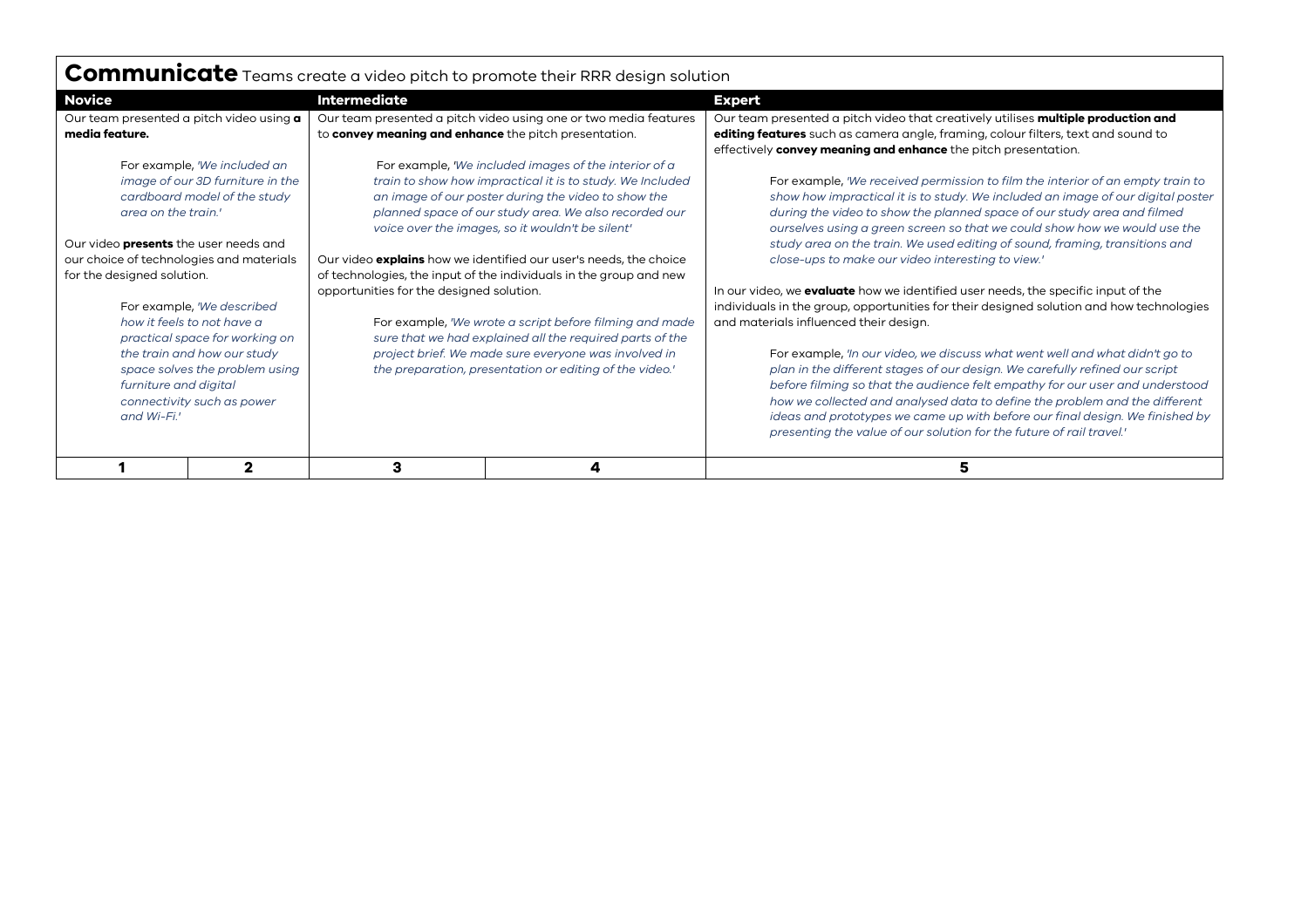# **Communicate** Teams create a video pitch to promote their RRR design solution

| Novice | | Intermediate | | Expert |
|---|---|---|---|---|
| Our team presented a pitch video using **a media feature.**<br><br>For example, *'We included an image of our 3D furniture in the cardboard model of the study area on the train.'*<br><br>Our video **presents** the user needs and our choice of technologies and materials for the designed solution.<br><br>For example, *'We described how it feels to not have a practical space for working on the train and how our study space solves the problem using furniture and digital connectivity such as power and Wi-Fi.'* | | Our team presented a pitch video using one or two media features to **convey meaning and enhance** the pitch presentation.<br><br>For example, *'We included images of the interior of a train to show how impractical it is to study. We Included an image of our poster during the video to show the planned space of our study area. We also recorded our voice over the images, so it wouldn't be silent'*<br><br>Our video **explains** how we identified our user's needs, the choice of technologies, the input of the individuals in the group and new opportunities for the designed solution.<br><br>For example, *'We wrote a script before filming and made sure that we had explained all the required parts of the project brief. We made sure everyone was involved in the preparation, presentation or editing of the video.'* | | Our team presented a pitch video that creatively utilises **multiple production and editing features** such as camera angle, framing, colour filters, text and sound to effectively **convey meaning and enhance** the pitch presentation.<br><br>For example, *'We received permission to film the interior of an empty train to show how impractical it is to study. We included an image of our digital poster during the video to show the planned space of our study area and filmed ourselves using a green screen so that we could show how we would use the study area on the train. We used editing of sound, framing, transitions and close-ups to make our video interesting to view.'*<br><br>In our video, we **evaluate** how we identified user needs, the specific input of the individuals in the group, opportunities for their designed solution and how technologies and materials influenced their design.<br><br>For example, *'In our video, we discuss what went well and what didn't go to plan in the different stages of our design. We carefully refined our script before filming so that the audience felt empathy for our user and understood how we collected and analysed data to define the problem and the different ideas and prototypes we came up with before our final design. We finished by presenting the value of our solution for the future of rail travel.'* |
| **1** | **2** | **3** | **4** | **5** |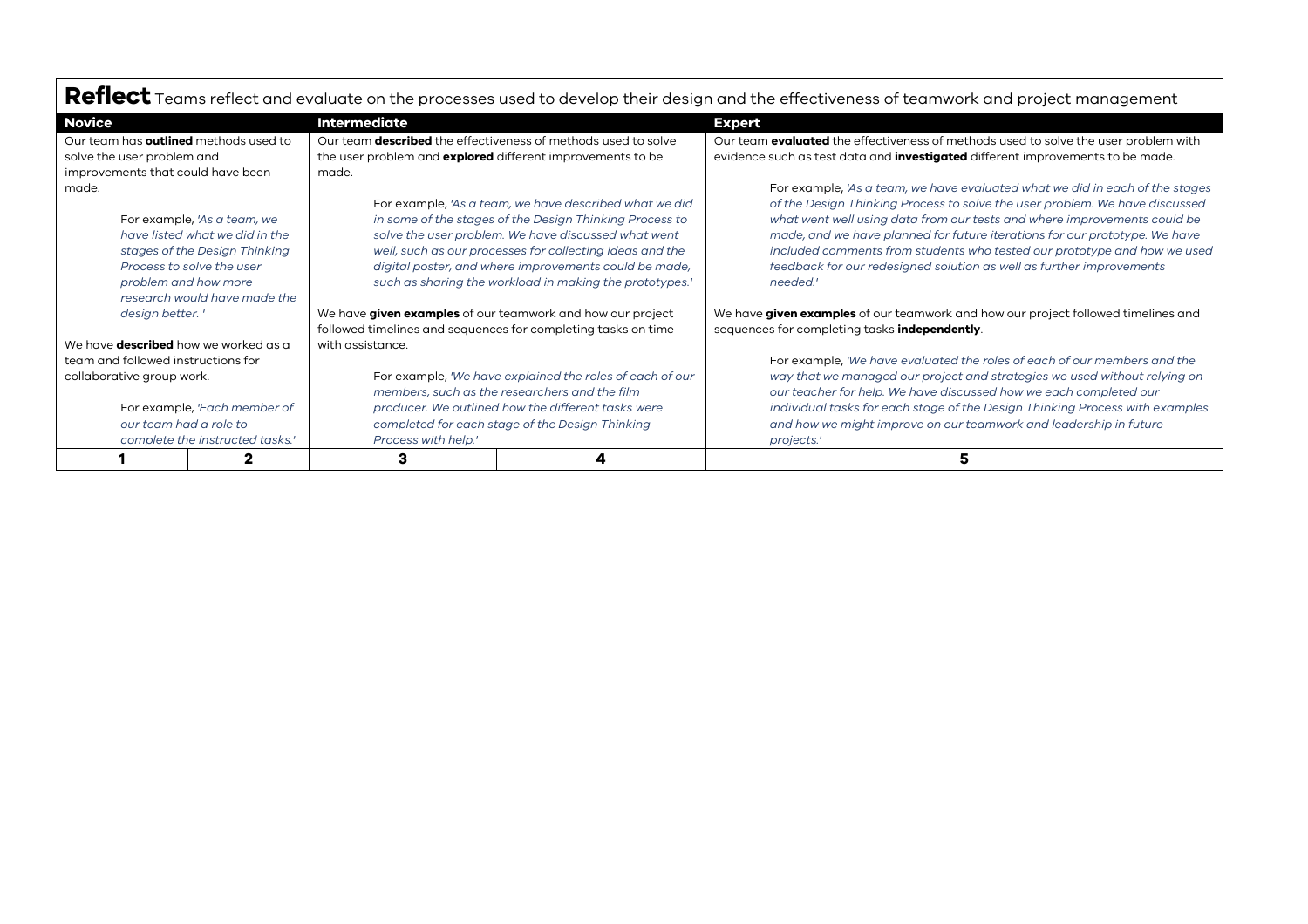**Reflect** Teams reflect and evaluate on the processes used to develop their design and the effectiveness of teamwork and project management

| Novice | | Intermediate | | Expert |
|---|---|---|---|---|
| Our team has **outlined** methods used to solve the user problem and improvements that could have been made.<br><br>For example, *'As a team, we have listed what we did in the stages of the Design Thinking Process to solve the user problem and how more research would have made the design better. '*<br><br>We have **described** how we worked as a team and followed instructions for collaborative group work.<br><br>For example, *'Each member of our team had a role to complete the instructed tasks.'* | | Our team **described** the effectiveness of methods used to solve the user problem and **explored** different improvements to be made.<br><br>For example, *'As a team, we have described what we did in some of the stages of the Design Thinking Process to solve the user problem. We have discussed what went well, such as our processes for collecting ideas and the digital poster, and where improvements could be made, such as sharing the workload in making the prototypes.'*<br><br>We have **given examples** of our teamwork and how our project followed timelines and sequences for completing tasks on time with assistance.<br><br>For example, *'We have explained the roles of each of our members, such as the researchers and the film producer. We outlined how the different tasks were completed for each stage of the Design Thinking Process with help.'* | | Our team **evaluated** the effectiveness of methods used to solve the user problem with evidence such as test data and **investigated** different improvements to be made.<br><br>For example, *'As a team, we have evaluated what we did in each of the stages of the Design Thinking Process to solve the user problem. We have discussed what went well using data from our tests and where improvements could be made, and we have planned for future iterations for our prototype. We have included comments from students who tested our prototype and how we used feedback for our redesigned solution as well as further improvements needed.'*<br><br>We have **given examples** of our teamwork and how our project followed timelines and sequences for completing tasks **independently**.<br><br>For example, *'We have evaluated the roles of each of our members and the way that we managed our project and strategies we used without relying on our teacher for help. We have discussed how we each completed our individual tasks for each stage of the Design Thinking Process with examples and how we might improve on our teamwork and leadership in future projects.'* |
| **1** | **2** | **3** | **4** | **5** |